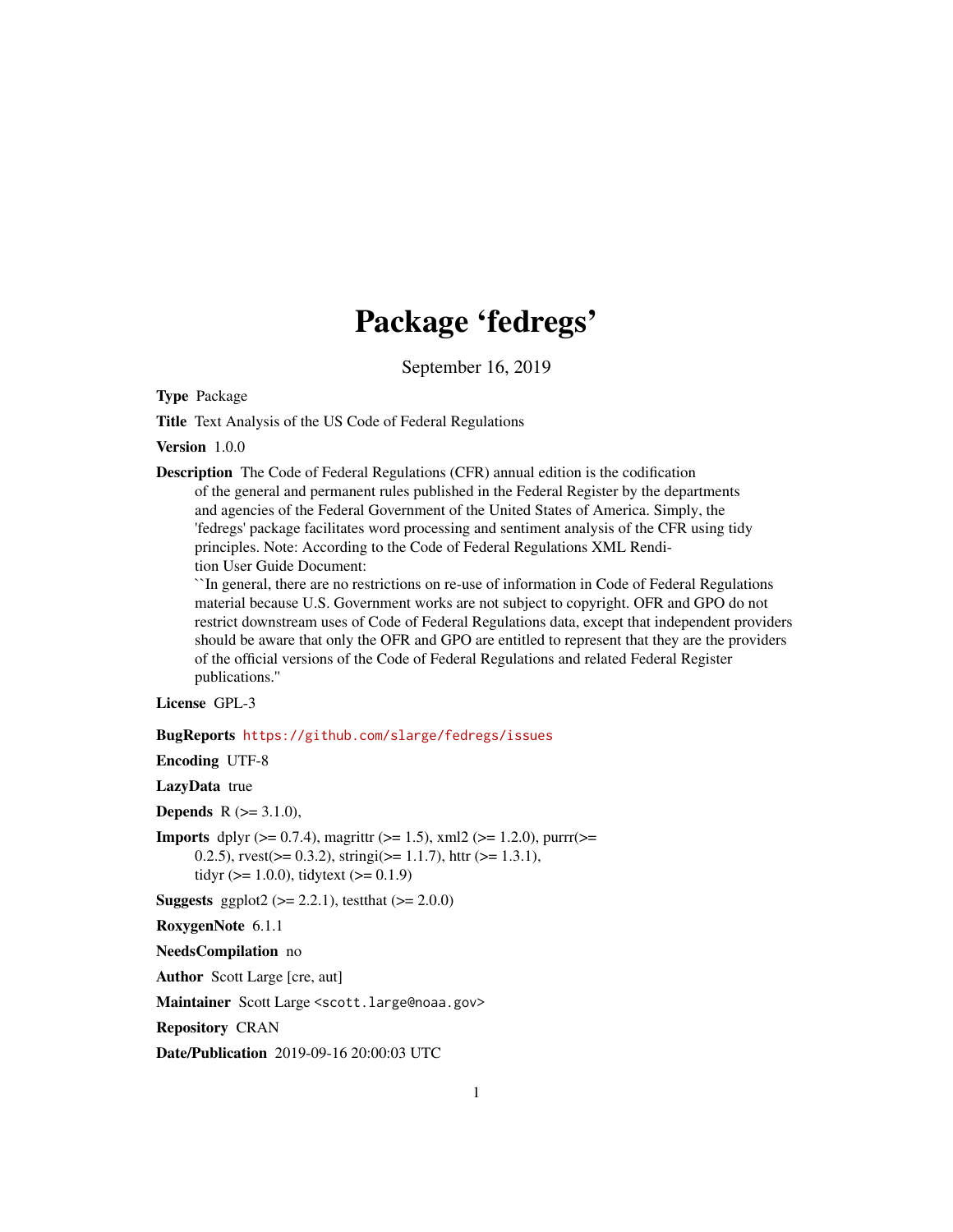# Package 'fedregs'

September 16, 2019

**Type** Package

**Title** Text Analysis of the US Code of Federal Regulations

**Version** 1.0.0

**Description** The Code of Federal Regulations (CFR) annual edition is the codification of the general and permanent rules published in the Federal Register by the departments and agencies of the Federal Government of the United States of America. Simply, the 'fedregs' package facilitates word processing and sentiment analysis of the CFR using tidy principles. Note: According to the Code of Federal Regulations XML Rendition User Guide Document:
``In general, there are no restrictions on re-use of information in Code of Federal Regulations material because U.S. Government works are not subject to copyright. OFR and GPO do not restrict downstream uses of Code of Federal Regulations data, except that independent providers should be aware that only the OFR and GPO are entitled to represent that they are the providers of the official versions of the Code of Federal Regulations and related Federal Register publications.''

**License** GPL-3

**BugReports** https://github.com/slarge/fedregs/issues

**Encoding** UTF-8

**LazyData** true

**Depends** R (>= 3.1.0),

**Imports** dplyr (>= 0.7.4), magrittr (>= 1.5), xml2 (>= 1.2.0), purrr(>= 0.2.5), rvest(>= 0.3.2), stringi(>= 1.1.7), httr (>= 1.3.1), tidyr (>= 1.0.0), tidytext (>= 0.1.9)

**Suggests** ggplot2 (>= 2.2.1), testthat (>= 2.0.0)

**RoxygenNote** 6.1.1

**NeedsCompilation** no

**Author** Scott Large [cre, aut]

**Maintainer** Scott Large <scott.large@noaa.gov>

**Repository** CRAN

**Date/Publication** 2019-09-16 20:00:03 UTC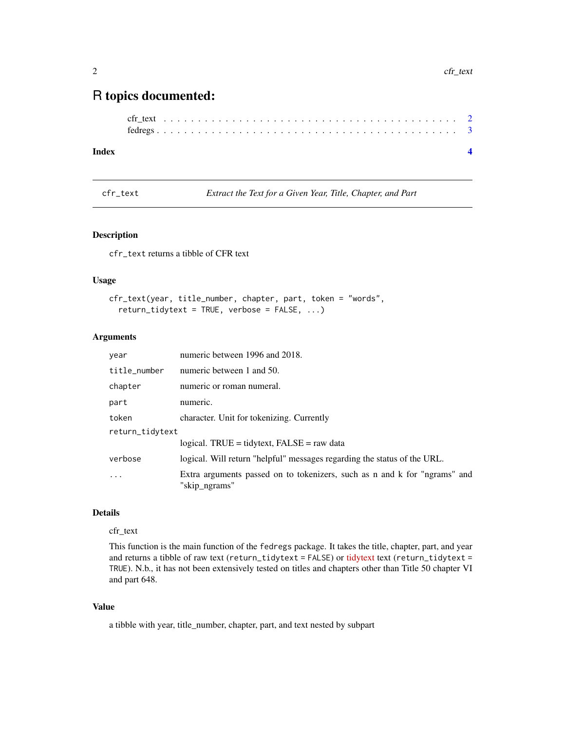# R topics documented:

cfr_text . . . . . . . . . . . . . . . . . . . . . . . . . . . . . . . . . . . . . . . . 2
fedregs . . . . . . . . . . . . . . . . . . . . . . . . . . . . . . . . . . . . . . . . . 3

**Index** **4**

---

`cfr_text` *Extract the Text for a Given Year, Title, Chapter, and Part*

---

### Description

`cfr_text` returns a tibble of CFR text

### Usage

```
cfr_text(year, title_number, chapter, part, token = "words",
  return_tidytext = TRUE, verbose = FALSE, ...)
```

### Arguments

| | |
|---|---|
| `year` | numeric between 1996 and 2018. |
| `title_number` | numeric between 1 and 50. |
| `chapter` | numeric or roman numeral. |
| `part` | numeric. |
| `token` | character. Unit for tokenizing. Currently |
| `return_tidytext` | logical. TRUE = tidytext, FALSE = raw data |
| `verbose` | logical. Will return "helpful" messages regarding the status of the URL. |
| `...` | Extra arguments passed on to tokenizers, such as n and k for "ngrams" and "skip_ngrams" |

### Details

cfr_text

This function is the main function of the `fedregs` package. It takes the title, chapter, part, and year and returns a tibble of raw text (`return_tidytext = FALSE`) or tidytext text (`return_tidytext = TRUE`). N.b., it has not been extensively tested on titles and chapters other than Title 50 chapter VI and part 648.

### Value

a tibble with year, title_number, chapter, part, and text nested by subpart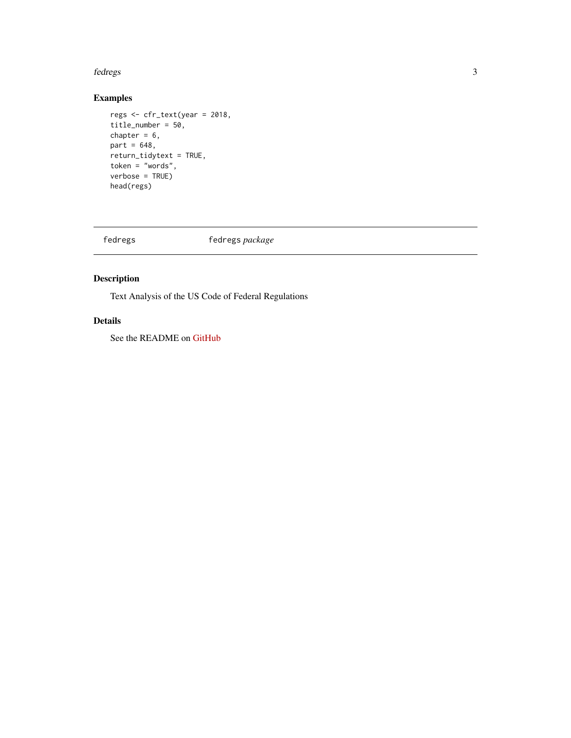## Examples

```
regs <- cfr_text(year = 2018,
title_number = 50,
chapter = 6,
part = 648,
return_tidytext = TRUE,
token = "words",
verbose = TRUE)
head(regs)
```

---

`fedregs` &nbsp;&nbsp;&nbsp;&nbsp; `fedregs` *package*

---

## Description

Text Analysis of the US Code of Federal Regulations

## Details

See the README on GitHub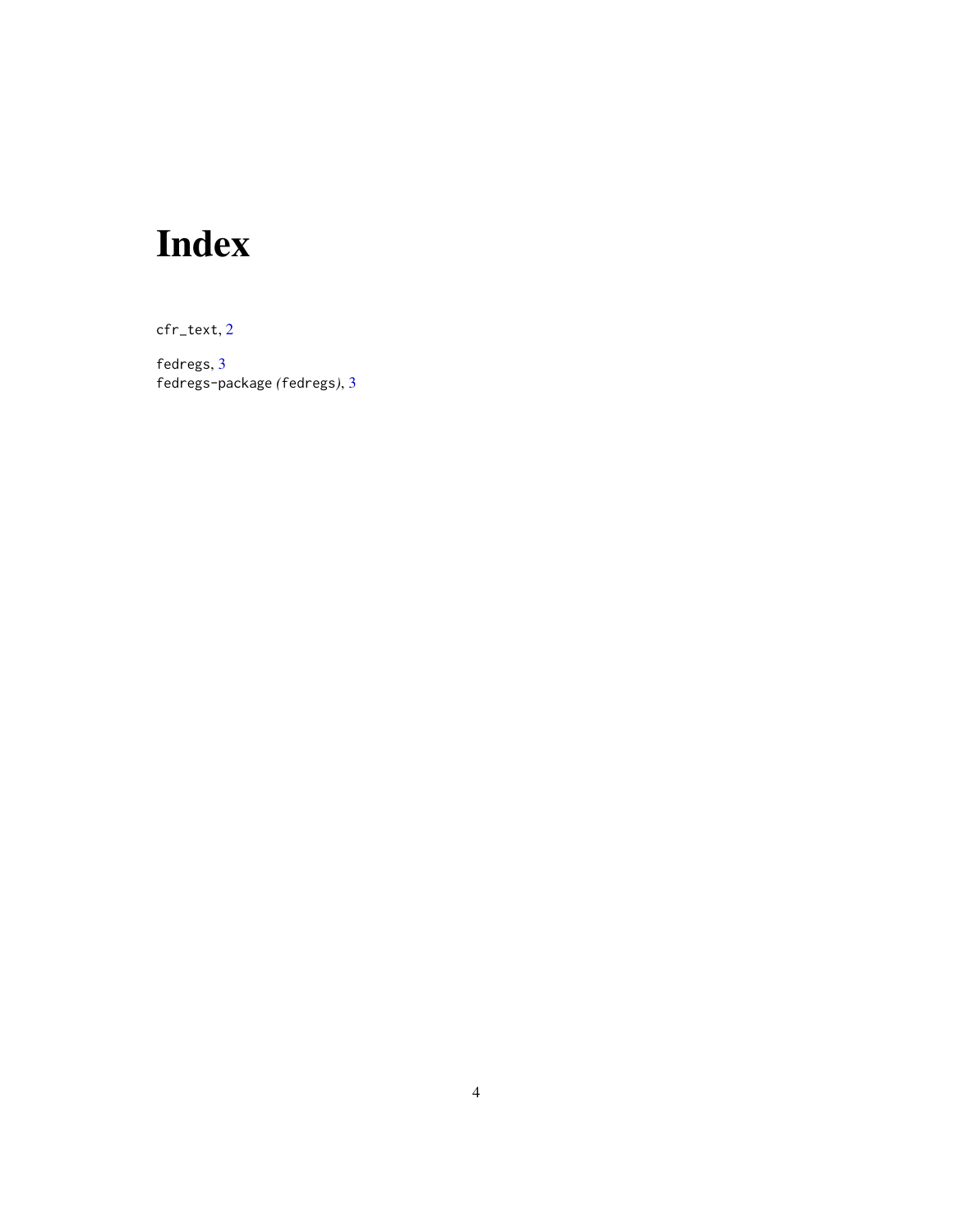# Index

cfr_text, 2

fedregs, 3
fedregs-package (fedregs), 3